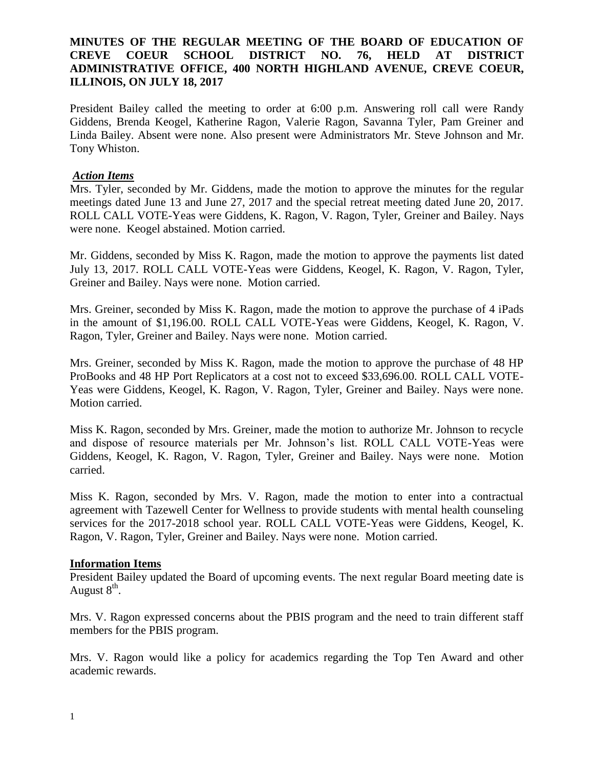**MINUTES OF THE REGULAR MEETING OF THE BOARD OF EDUCATION OF CREVE COEUR SCHOOL DISTRICT NO. 76, HELD AT DISTRICT ADMINISTRATIVE OFFICE, 400 NORTH HIGHLAND AVENUE, CREVE COEUR, ILLINOIS, ON JULY 18, 2017**

President Bailey called the meeting to order at 6:00 p.m. Answering roll call were Randy Giddens, Brenda Keogel, Katherine Ragon, Valerie Ragon, Savanna Tyler, Pam Greiner and Linda Bailey. Absent were none. Also present were Administrators Mr. Steve Johnson and Mr. Tony Whiston.

***Action Items***

Mrs. Tyler, seconded by Mr. Giddens, made the motion to approve the minutes for the regular meetings dated June 13 and June 27, 2017 and the special retreat meeting dated June 20, 2017. ROLL CALL VOTE-Yeas were Giddens, K. Ragon, V. Ragon, Tyler, Greiner and Bailey. Nays were none. Keogel abstained. Motion carried.

Mr. Giddens, seconded by Miss K. Ragon, made the motion to approve the payments list dated July 13, 2017. ROLL CALL VOTE-Yeas were Giddens, Keogel, K. Ragon, V. Ragon, Tyler, Greiner and Bailey. Nays were none. Motion carried.

Mrs. Greiner, seconded by Miss K. Ragon, made the motion to approve the purchase of 4 iPads in the amount of $1,196.00. ROLL CALL VOTE-Yeas were Giddens, Keogel, K. Ragon, V. Ragon, Tyler, Greiner and Bailey. Nays were none. Motion carried.

Mrs. Greiner, seconded by Miss K. Ragon, made the motion to approve the purchase of 48 HP ProBooks and 48 HP Port Replicators at a cost not to exceed $33,696.00. ROLL CALL VOTE-Yeas were Giddens, Keogel, K. Ragon, V. Ragon, Tyler, Greiner and Bailey. Nays were none. Motion carried.

Miss K. Ragon, seconded by Mrs. Greiner, made the motion to authorize Mr. Johnson to recycle and dispose of resource materials per Mr. Johnson's list. ROLL CALL VOTE-Yeas were Giddens, Keogel, K. Ragon, V. Ragon, Tyler, Greiner and Bailey. Nays were none. Motion carried.

Miss K. Ragon, seconded by Mrs. V. Ragon, made the motion to enter into a contractual agreement with Tazewell Center for Wellness to provide students with mental health counseling services for the 2017-2018 school year. ROLL CALL VOTE-Yeas were Giddens, Keogel, K. Ragon, V. Ragon, Tyler, Greiner and Bailey. Nays were none. Motion carried.

**Information Items**

President Bailey updated the Board of upcoming events. The next regular Board meeting date is August 8th.

Mrs. V. Ragon expressed concerns about the PBIS program and the need to train different staff members for the PBIS program.

Mrs. V. Ragon would like a policy for academics regarding the Top Ten Award and other academic rewards.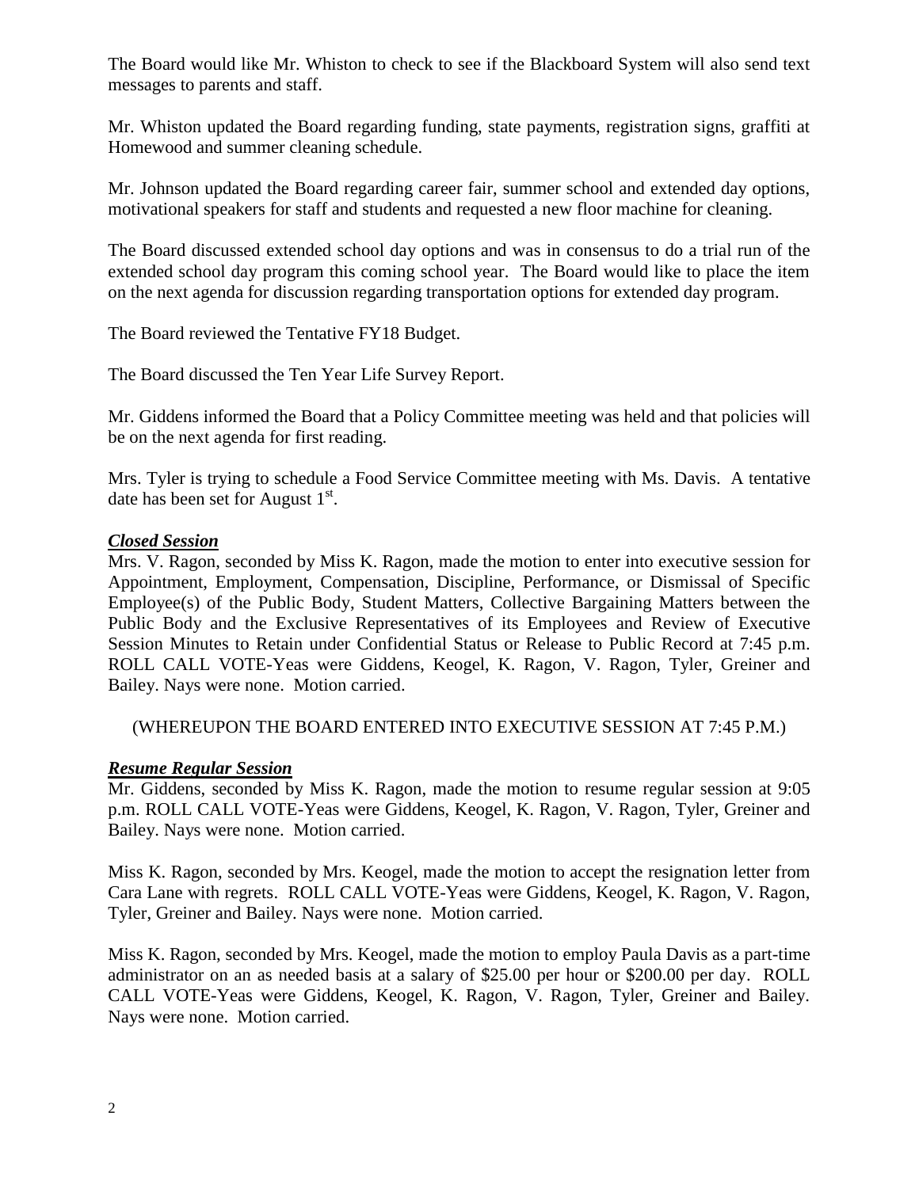The Board would like Mr. Whiston to check to see if the Blackboard System will also send text messages to parents and staff.

Mr. Whiston updated the Board regarding funding, state payments, registration signs, graffiti at Homewood and summer cleaning schedule.

Mr. Johnson updated the Board regarding career fair, summer school and extended day options, motivational speakers for staff and students and requested a new floor machine for cleaning.

The Board discussed extended school day options and was in consensus to do a trial run of the extended school day program this coming school year. The Board would like to place the item on the next agenda for discussion regarding transportation options for extended day program.

The Board reviewed the Tentative FY18 Budget.

The Board discussed the Ten Year Life Survey Report.

Mr. Giddens informed the Board that a Policy Committee meeting was held and that policies will be on the next agenda for first reading.

Mrs. Tyler is trying to schedule a Food Service Committee meeting with Ms. Davis. A tentative date has been set for August 1st.

***Closed Session***

Mrs. V. Ragon, seconded by Miss K. Ragon, made the motion to enter into executive session for Appointment, Employment, Compensation, Discipline, Performance, or Dismissal of Specific Employee(s) of the Public Body, Student Matters, Collective Bargaining Matters between the Public Body and the Exclusive Representatives of its Employees and Review of Executive Session Minutes to Retain under Confidential Status or Release to Public Record at 7:45 p.m. ROLL CALL VOTE-Yeas were Giddens, Keogel, K. Ragon, V. Ragon, Tyler, Greiner and Bailey. Nays were none. Motion carried.

(WHEREUPON THE BOARD ENTERED INTO EXECUTIVE SESSION AT 7:45 P.M.)

***Resume Regular Session***

Mr. Giddens, seconded by Miss K. Ragon, made the motion to resume regular session at 9:05 p.m. ROLL CALL VOTE-Yeas were Giddens, Keogel, K. Ragon, V. Ragon, Tyler, Greiner and Bailey. Nays were none. Motion carried.

Miss K. Ragon, seconded by Mrs. Keogel, made the motion to accept the resignation letter from Cara Lane with regrets. ROLL CALL VOTE-Yeas were Giddens, Keogel, K. Ragon, V. Ragon, Tyler, Greiner and Bailey. Nays were none. Motion carried.

Miss K. Ragon, seconded by Mrs. Keogel, made the motion to employ Paula Davis as a part-time administrator on an as needed basis at a salary of $25.00 per hour or $200.00 per day. ROLL CALL VOTE-Yeas were Giddens, Keogel, K. Ragon, V. Ragon, Tyler, Greiner and Bailey. Nays were none. Motion carried.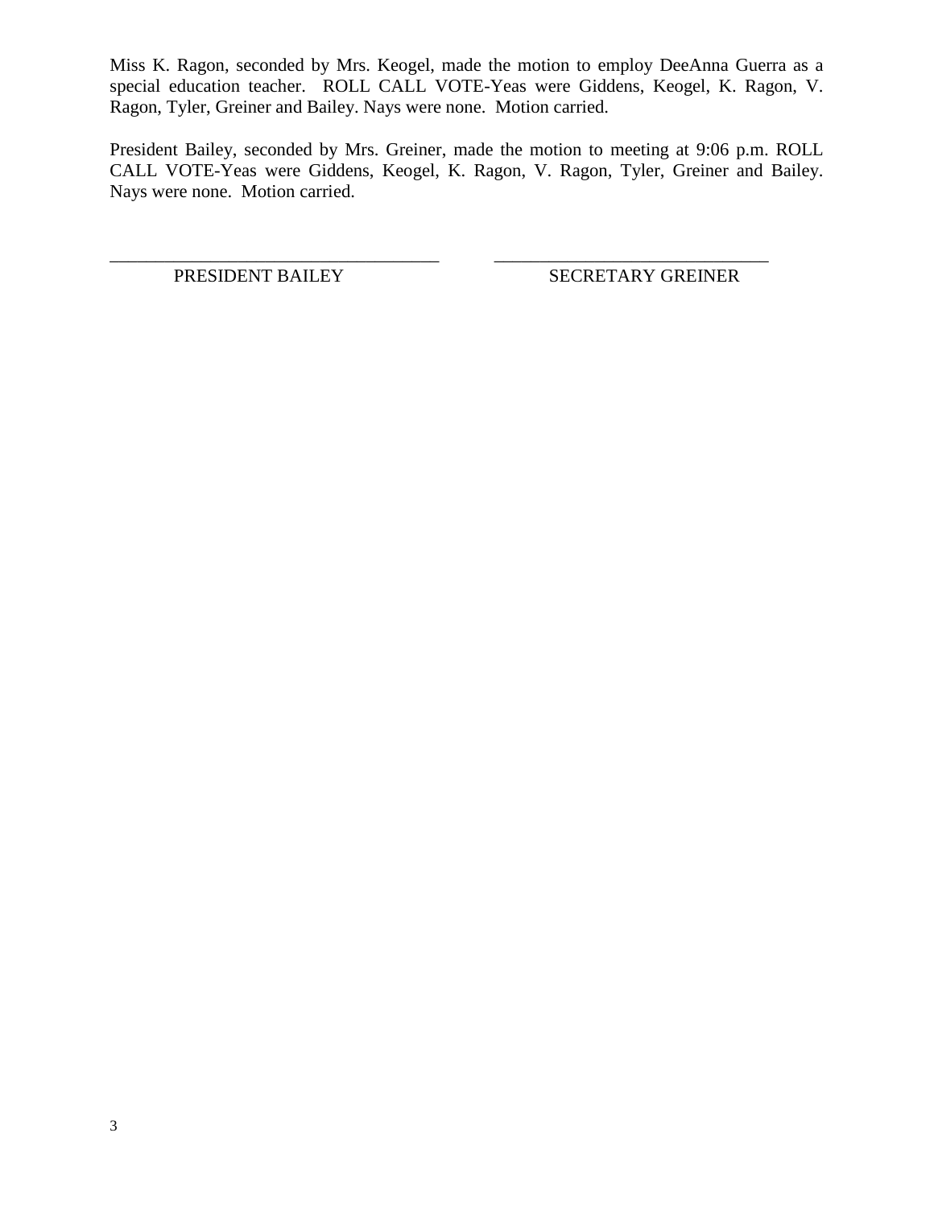Miss K. Ragon, seconded by Mrs. Keogel, made the motion to employ DeeAnna Guerra as a special education teacher. ROLL CALL VOTE-Yeas were Giddens, Keogel, K. Ragon, V. Ragon, Tyler, Greiner and Bailey. Nays were none. Motion carried.

President Bailey, seconded by Mrs. Greiner, made the motion to meeting at 9:06 p.m. ROLL CALL VOTE-Yeas were Giddens, Keogel, K. Ragon, V. Ragon, Tyler, Greiner and Bailey. Nays were none. Motion carried.

\_\_\_\_\_\_\_\_\_\_\_\_\_\_\_\_\_\_\_\_\_\_\_\_\_\_\_\_\_\_\_\_\_\_\_\_ \_\_\_\_\_\_\_\_\_\_\_\_\_\_\_\_\_\_\_\_\_\_\_\_\_\_\_\_\_\_\_

PRESIDENT BAILEY SECRETARY GREINER